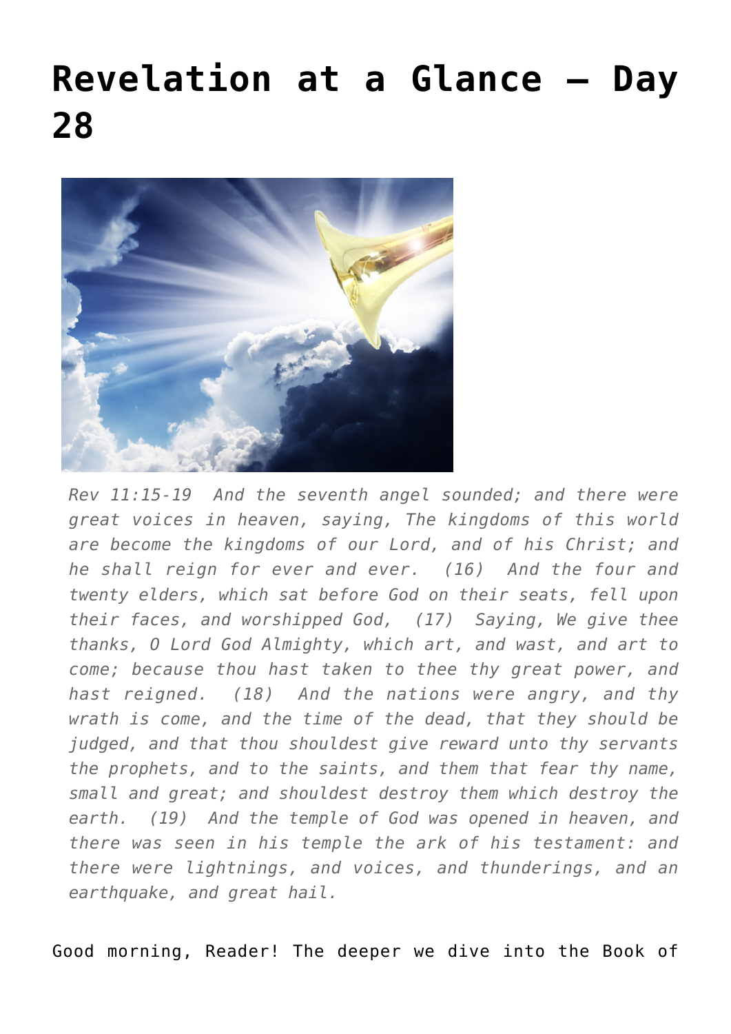# Revelation at a Glance – Day 28

*Rev 11:15-19 And the seventh angel sounded; and there were great voices in heaven, saying, The kingdoms of this world are become the kingdoms of our Lord, and of his Christ; and he shall reign for ever and ever. (16) And the four and twenty elders, which sat before God on their seats, fell upon their faces, and worshipped God, (17) Saying, We give thee thanks, O Lord God Almighty, which art, and wast, and art to come; because thou hast taken to thee thy great power, and hast reigned. (18) And the nations were angry, and thy wrath is come, and the time of the dead, that they should be judged, and that thou shouldest give reward unto thy servants the prophets, and to the saints, and them that fear thy name, small and great; and shouldest destroy them which destroy the earth. (19) And the temple of God was opened in heaven, and there was seen in his temple the ark of his testament: and there were lightnings, and voices, and thunderings, and an earthquake, and great hail.*

Good morning, Reader! The deeper we dive into the Book of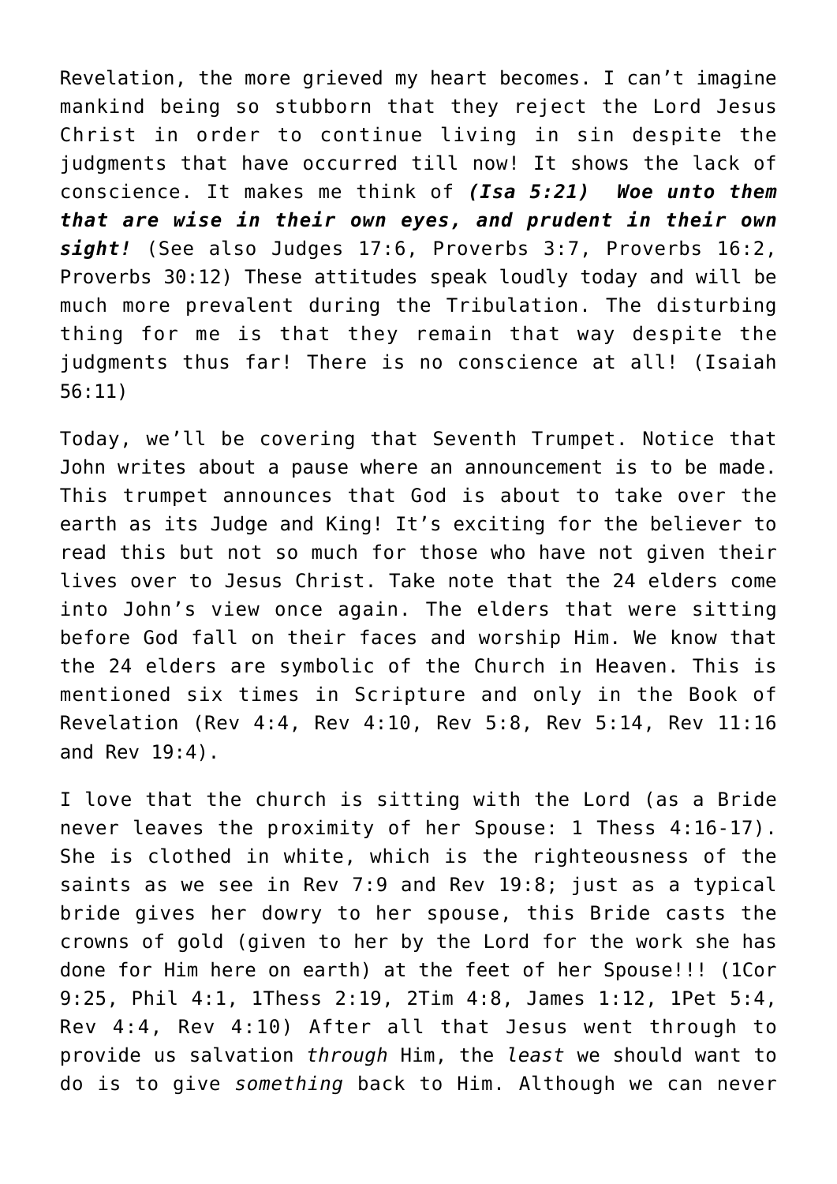Revelation, the more grieved my heart becomes. I can't imagine mankind being so stubborn that they reject the Lord Jesus Christ in order to continue living in sin despite the judgments that have occurred till now! It shows the lack of conscience. It makes me think of ***(Isa 5:21) Woe unto them that are wise in their own eyes, and prudent in their own sight!*** (See also Judges 17:6, Proverbs 3:7, Proverbs 16:2, Proverbs 30:12) These attitudes speak loudly today and will be much more prevalent during the Tribulation. The disturbing thing for me is that they remain that way despite the judgments thus far! There is no conscience at all! (Isaiah 56:11)

Today, we'll be covering that Seventh Trumpet. Notice that John writes about a pause where an announcement is to be made. This trumpet announces that God is about to take over the earth as its Judge and King! It's exciting for the believer to read this but not so much for those who have not given their lives over to Jesus Christ. Take note that the 24 elders come into John's view once again. The elders that were sitting before God fall on their faces and worship Him. We know that the 24 elders are symbolic of the Church in Heaven. This is mentioned six times in Scripture and only in the Book of Revelation (Rev 4:4, Rev 4:10, Rev 5:8, Rev 5:14, Rev 11:16 and Rev 19:4).

I love that the church is sitting with the Lord (as a Bride never leaves the proximity of her Spouse: 1 Thess 4:16-17). She is clothed in white, which is the righteousness of the saints as we see in Rev 7:9 and Rev 19:8; just as a typical bride gives her dowry to her spouse, this Bride casts the crowns of gold (given to her by the Lord for the work she has done for Him here on earth) at the feet of her Spouse!!! (1Cor 9:25, Phil 4:1, 1Thess 2:19, 2Tim 4:8, James 1:12, 1Pet 5:4, Rev 4:4, Rev 4:10) After all that Jesus went through to provide us salvation *through* Him, the *least* we should want to do is to give *something* back to Him. Although we can never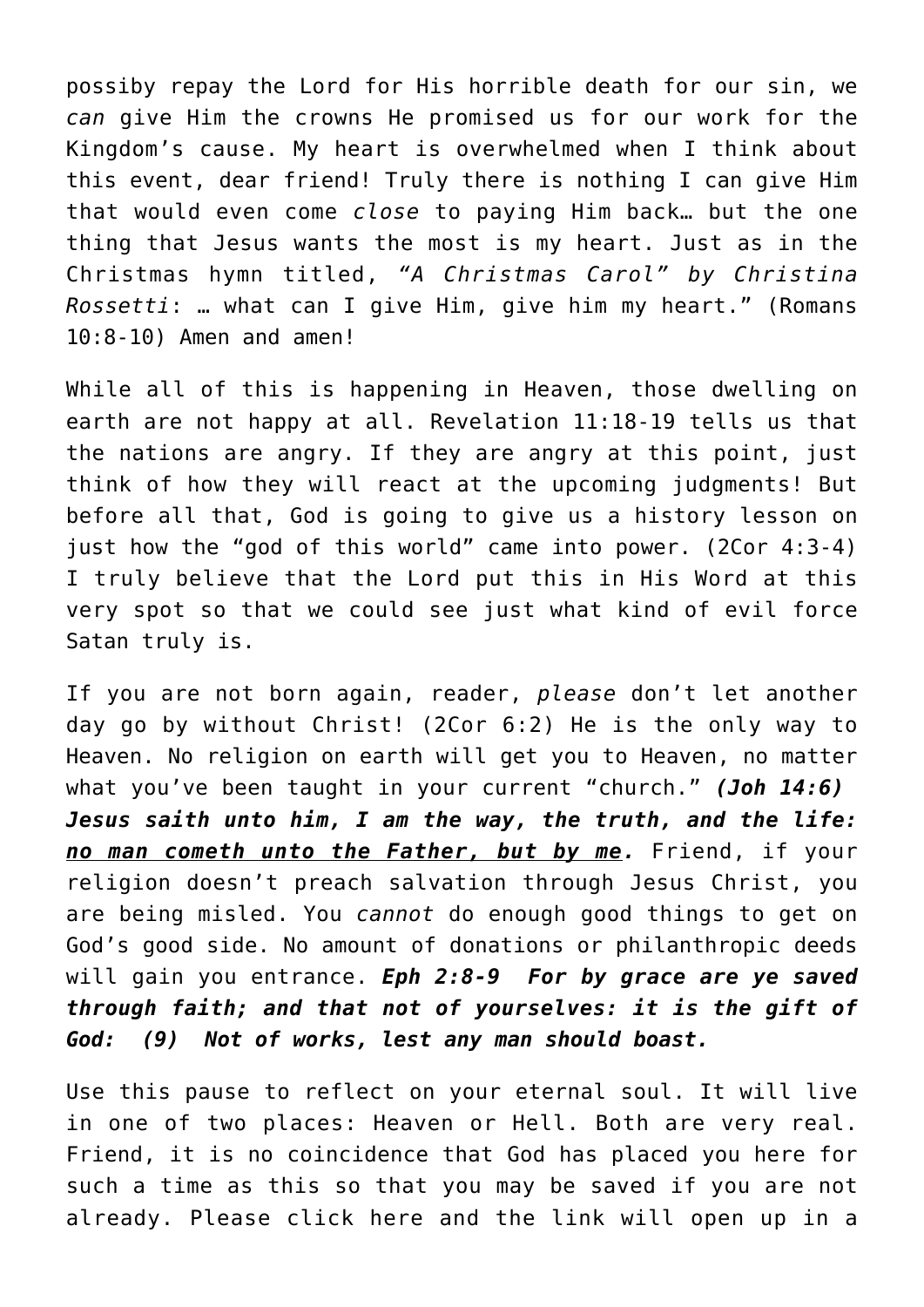possiby repay the Lord for His horrible death for our sin, we *can* give Him the crowns He promised us for our work for the Kingdom's cause. My heart is overwhelmed when I think about this event, dear friend! Truly there is nothing I can give Him that would even come *close* to paying Him back… but the one thing that Jesus wants the most is my heart. Just as in the Christmas hymn titled, *"A Christmas Carol" by Christina Rossetti*: … what can I give Him, give him my heart." (Romans 10:8-10) Amen and amen!

While all of this is happening in Heaven, those dwelling on earth are not happy at all. Revelation 11:18-19 tells us that the nations are angry. If they are angry at this point, just think of how they will react at the upcoming judgments! But before all that, God is going to give us a history lesson on just how the "god of this world" came into power. (2Cor 4:3-4) I truly believe that the Lord put this in His Word at this very spot so that we could see just what kind of evil force Satan truly is.

If you are not born again, reader, *please* don't let another day go by without Christ! (2Cor 6:2) He is the only way to Heaven. No religion on earth will get you to Heaven, no matter what you've been taught in your current "church." ***(Joh 14:6) Jesus saith unto him, I am the way, the truth, and the life: <u>no man cometh unto the Father, but by me</u>.*** Friend, if your religion doesn't preach salvation through Jesus Christ, you are being misled. You *cannot* do enough good things to get on God's good side. No amount of donations or philanthropic deeds will gain you entrance. ***Eph 2:8-9 For by grace are ye saved through faith; and that not of yourselves: it is the gift of God: (9) Not of works, lest any man should boast.***

Use this pause to reflect on your eternal soul. It will live in one of two places: Heaven or Hell. Both are very real. Friend, it is no coincidence that God has placed you here for such a time as this so that you may be saved if you are not already. Please click here and the link will open up in a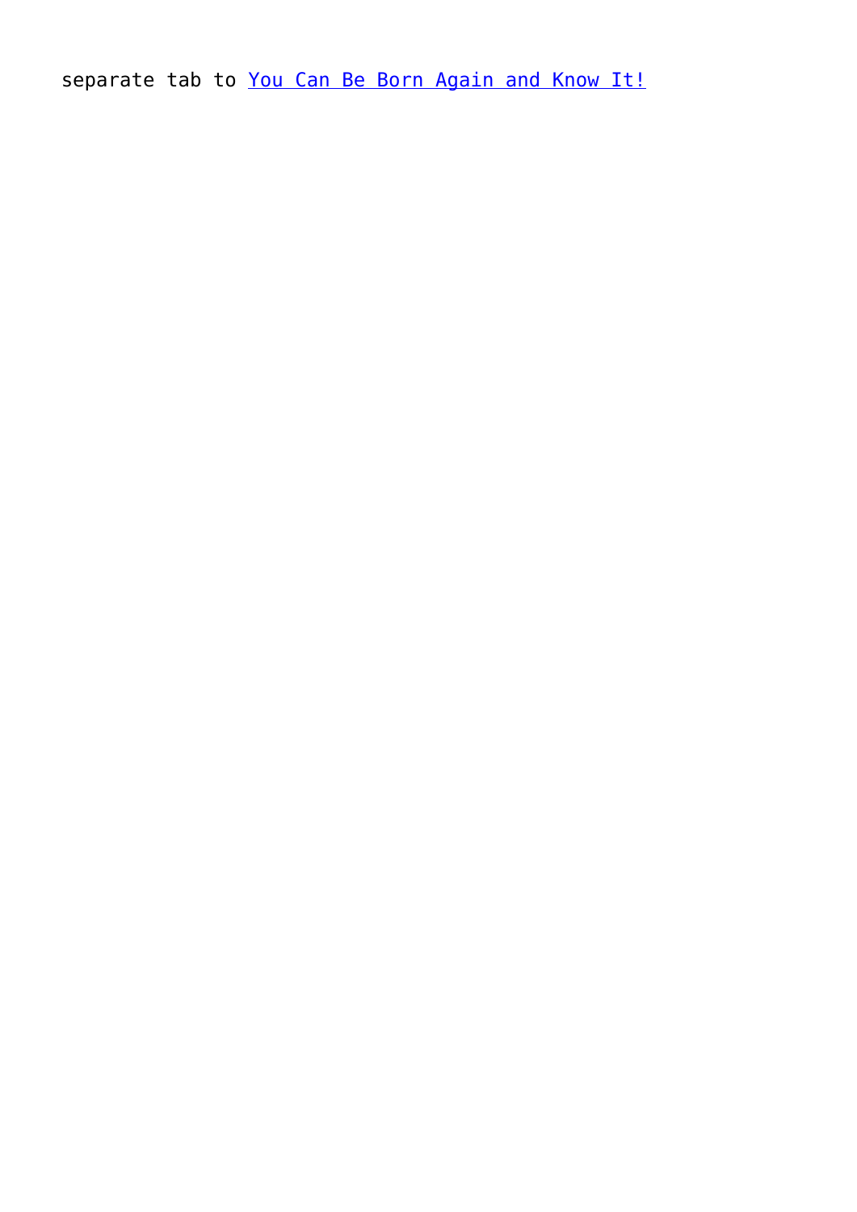separate tab to [You Can Be Born Again and Know It!]